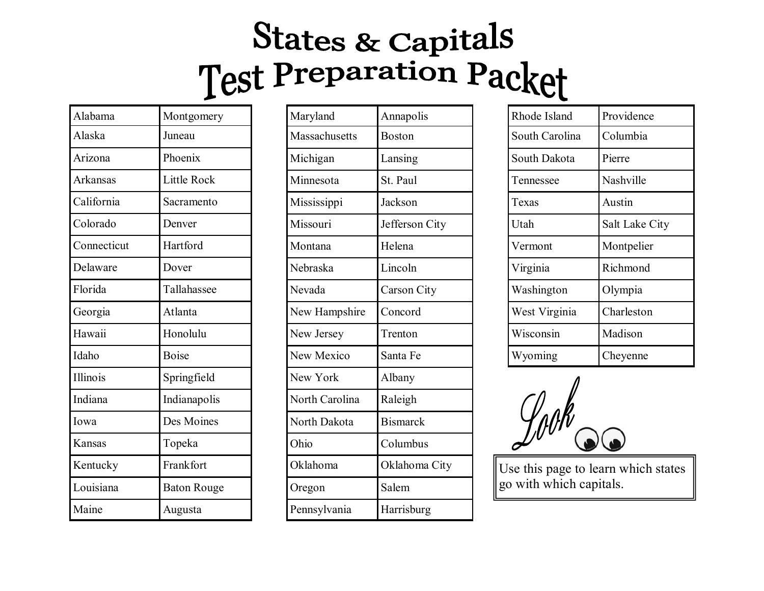# States & Capitals Test Preparation Packet

| | |
|---|---|
| Alabama | Montgomery |
| Alaska | Juneau |
| Arizona | Phoenix |
| Arkansas | Little Rock |
| California | Sacramento |
| Colorado | Denver |
| Connecticut | Hartford |
| Delaware | Dover |
| Florida | Tallahassee |
| Georgia | Atlanta |
| Hawaii | Honolulu |
| Idaho | Boise |
| Illinois | Springfield |
| Indiana | Indianapolis |
| Iowa | Des Moines |
| Kansas | Topeka |
| Kentucky | Frankfort |
| Louisiana | Baton Rouge |
| Maine | Augusta |

| | |
|---|---|
| Maryland | Annapolis |
| Massachusetts | Boston |
| Michigan | Lansing |
| Minnesota | St. Paul |
| Mississippi | Jackson |
| Missouri | Jefferson City |
| Montana | Helena |
| Nebraska | Lincoln |
| Nevada | Carson City |
| New Hampshire | Concord |
| New Jersey | Trenton |
| New Mexico | Santa Fe |
| New York | Albany |
| North Carolina | Raleigh |
| North Dakota | Bismarck |
| Ohio | Columbus |
| Oklahoma | Oklahoma City |
| Oregon | Salem |
| Pennsylvania | Harrisburg |

| | |
|---|---|
| Rhode Island | Providence |
| South Carolina | Columbia |
| South Dakota | Pierre |
| Tennessee | Nashville |
| Texas | Austin |
| Utah | Salt Lake City |
| Vermont | Montpelier |
| Virginia | Richmond |
| Washington | Olympia |
| West Virginia | Charleston |
| Wisconsin | Madison |
| Wyoming | Cheyenne |

*Look*

Use this page to learn which states go with which capitals.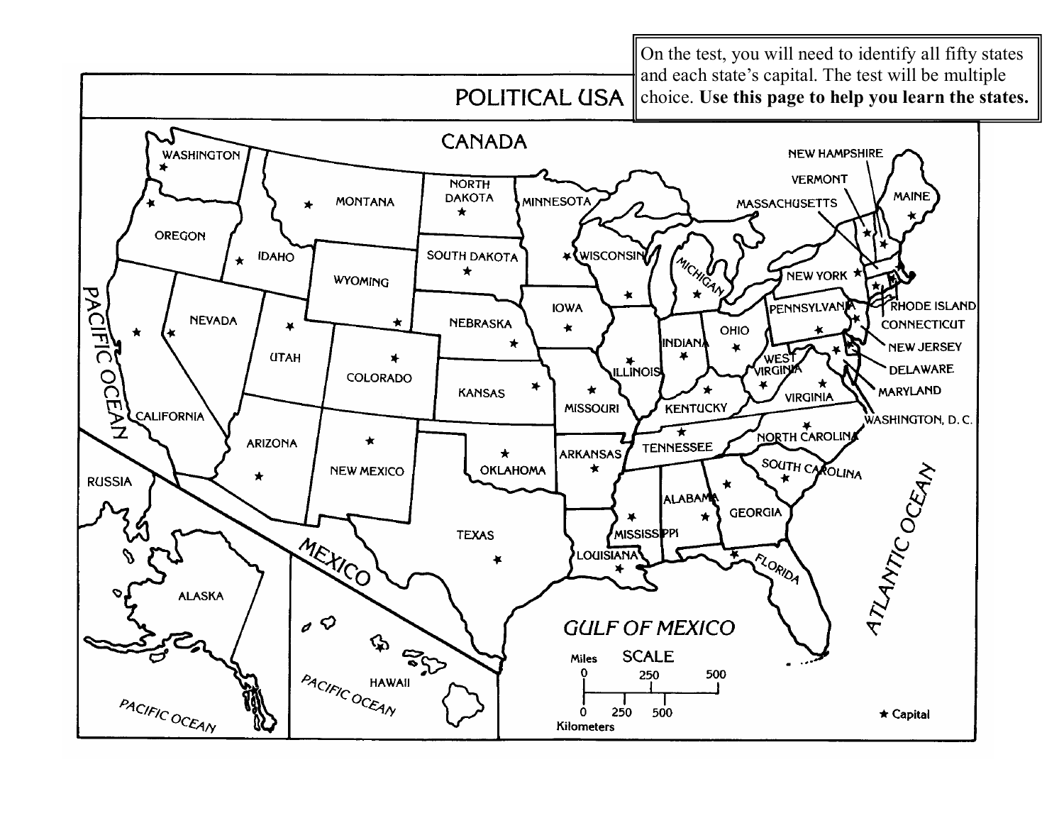On the test, you will need to identify all fifty states and each state's capital. The test will be multiple choice. **Use this page to help you learn the states.**

# POLITICAL USA

CANADA

WASHINGTON
OREGON
IDAHO
MONTANA
NORTH DAKOTA
SOUTH DAKOTA
WYOMING
NEVADA
UTAH
COLORADO
CALIFORNIA
ARIZONA
NEW MEXICO
NEBRASKA
KANSAS
OKLAHOMA
TEXAS
MINNESOTA
IOWA
MISSOURI
ARKANSAS
LOUISIANA
WISCONSIN
ILLINOIS
MICHIGAN
INDIANA
OHIO
KENTUCKY
TENNESSEE
MISSISSIPPI
ALABAMA
GEORGIA
FLORIDA
SOUTH CAROLINA
NORTH CAROLINA
VIRGINIA
WEST VIRGINIA
PENNSYLVANIA
NEW YORK
VERMONT
NEW HAMPSHIRE
MAINE
MASSACHUSETTS
RHODE ISLAND
CONNECTICUT
NEW JERSEY
DELAWARE
MARYLAND
WASHINGTON, D. C.
ALASKA
HAWAII

PACIFIC OCEAN
ATLANTIC OCEAN
GULF OF MEXICO
MEXICO
RUSSIA

SCALE

Miles 0 250 500

Kilometers 0 250 500

★ Capital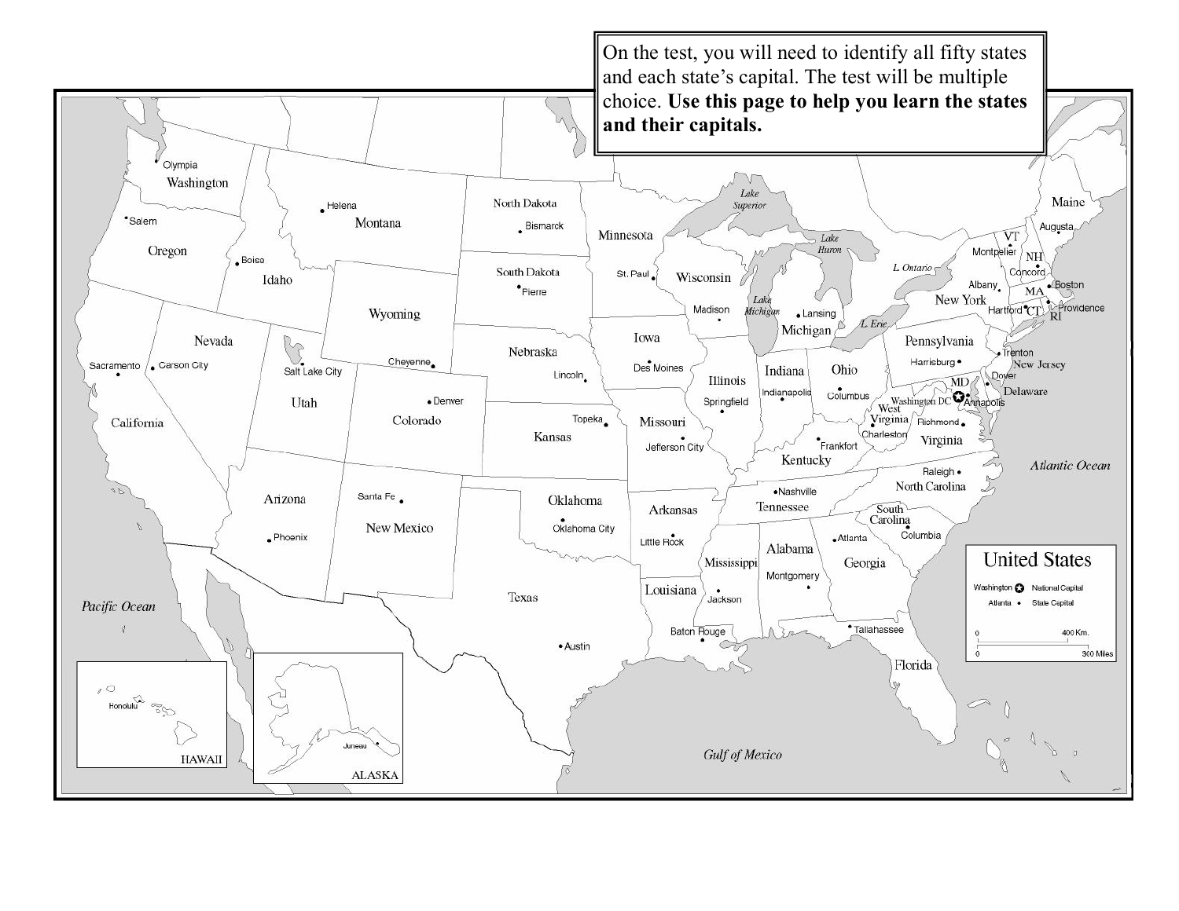On the test, you will need to identify all fifty states and each state's capital. The test will be multiple choice. **Use this page to help you learn the states and their capitals.**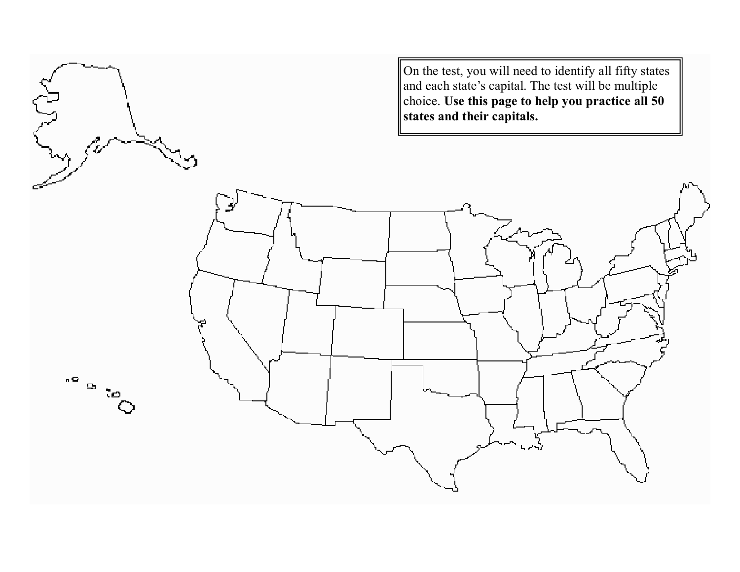On the test, you will need to identify all fifty states and each state's capital. The test will be multiple choice. **Use this page to help you practice all 50 states and their capitals.**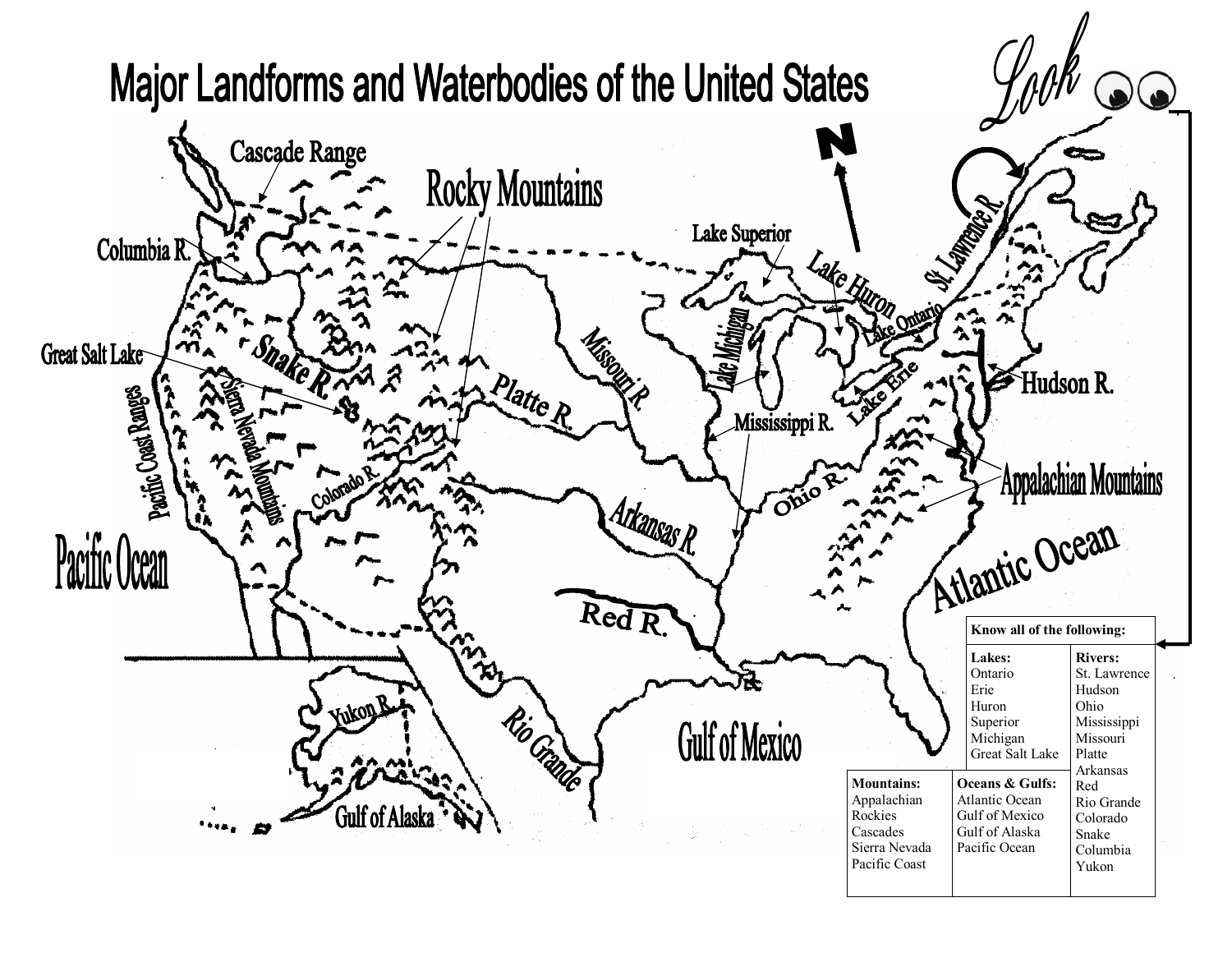# Major Landforms and Waterbodies of the United States

Cascade Range

Rocky Mountains

Columbia R.

Great Salt Lake

Snake R.

Sierra Nevada Mountains

Pacific Coast Ranges

Colorado R.

Platte R.

Missouri R.

Arkansas R.

Red R.

Rio Grande

Pacific Ocean

Yukon R.

Gulf of Alaska

Gulf of Mexico

Lake Superior

Lake Michigan

Lake Huron

Lake Ontario

Lake Erie

Mississippi R.

Ohio R.

St. Lawrence R.

Hudson R.

Appalachian Mountains

Atlantic Ocean

N

Look

| Know all of the following: | | |
|---|---|---|
| **Mountains:** | **Oceans & Gulfs:** | **Lakes:** |
| Appalachian | Atlantic Ocean | Ontario |
| Rockies | Gulf of Mexico | Erie |
| Cascades | Gulf of Alaska | Huron |
| Sierra Nevada | Pacific Ocean | Superior |
| Pacific Coast | | Michigan |
| | | Great Salt Lake |

| **Rivers:** |
|---|
| St. Lawrence |
| Hudson |
| Ohio |
| Mississippi |
| Missouri |
| Platte |
| Arkansas |
| Red |
| Rio Grande |
| Colorado |
| Snake |
| Columbia |
| Yukon |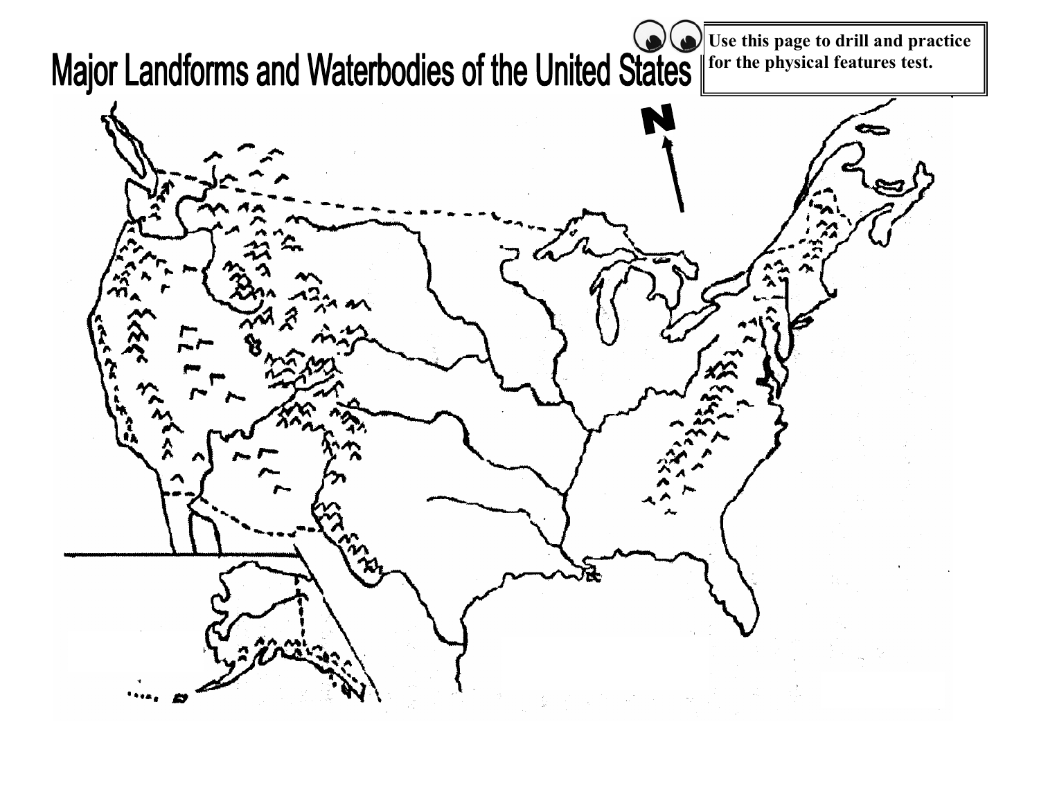# Major Landforms and Waterbodies of the United States

Use this page to drill and practice for the physical features test.

N